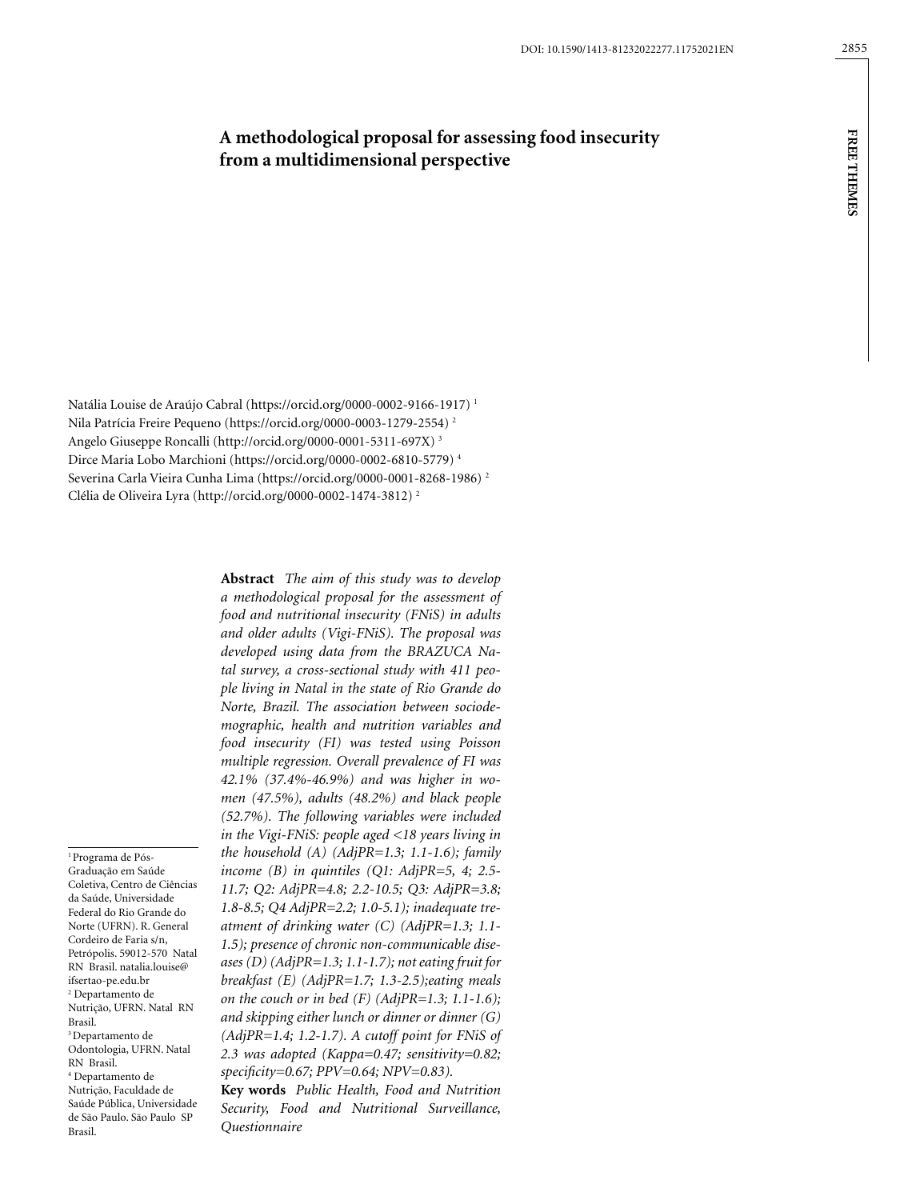# A methodological proposal for assessing food insecurity from a multidimensional perspective

Natália Louise de Araújo Cabral (https://orcid.org/0000-0002-9166-1917) [1]
Nila Patrícia Freire Pequeno (https://orcid.org/0000-0003-1279-2554) [2]
Angelo Giuseppe Roncalli (http://orcid.org/0000-0001-5311-697X) [3]
Dirce Maria Lobo Marchioni (https://orcid.org/0000-0002-6810-5779) [4]
Severina Carla Vieira Cunha Lima (https://orcid.org/0000-0001-8268-1986) [2]
Clélia de Oliveira Lyra (http://orcid.org/0000-0002-1474-3812) [2]

[1] Programa de Pós-Graduação em Saúde Coletiva, Centro de Ciências da Saúde, Universidade Federal do Rio Grande do Norte (UFRN). R. General Cordeiro de Faria s/n, Petrópolis. 59012-570 Natal RN Brasil. natalia.louise@ifsertao-pe.edu.br
[2] Departamento de Nutrição, UFRN. Natal RN Brasil.
[3] Departamento de Odontologia, UFRN. Natal RN Brasil.
[4] Departamento de Nutrição, Faculdade de Saúde Pública, Universidade de São Paulo. São Paulo SP Brasil.

**Abstract** *The aim of this study was to develop a methodological proposal for the assessment of food and nutritional insecurity (FNiS) in adults and older adults (Vigi-FNiS). The proposal was developed using data from the BRAZUCA Natal survey, a cross-sectional study with 411 people living in Natal in the state of Rio Grande do Norte, Brazil. The association between sociodemographic, health and nutrition variables and food insecurity (FI) was tested using Poisson multiple regression. Overall prevalence of FI was 42.1% (37.4%-46.9%) and was higher in women (47.5%), adults (48.2%) and black people (52.7%). The following variables were included in the Vigi-FNiS: people aged <18 years living in the household (A) (AdjPR=1.3; 1.1-1.6); family income (B) in quintiles (Q1: AdjPR=5, 4; 2.5-11.7; Q2: AdjPR=4.8; 2.2-10.5; Q3: AdjPR=3.8; 1.8-8.5; Q4 AdjPR=2.2; 1.0-5.1); inadequate treatment of drinking water (C) (AdjPR=1.3; 1.1-1.5); presence of chronic non-communicable diseases (D) (AdjPR=1.3; 1.1-1.7); not eating fruit for breakfast (E) (AdjPR=1.7; 1.3-2.5);eating meals on the couch or in bed (F) (AdjPR=1.3; 1.1-1.6); and skipping either lunch or dinner or dinner (G) (AdjPR=1.4; 1.2-1.7). A cutoff point for FNiS of 2.3 was adopted (Kappa=0.47; sensitivity=0.82; specificity=0.67; PPV=0.64; NPV=0.83).*

**Key words** *Public Health, Food and Nutrition Security, Food and Nutritional Surveillance, Questionnaire*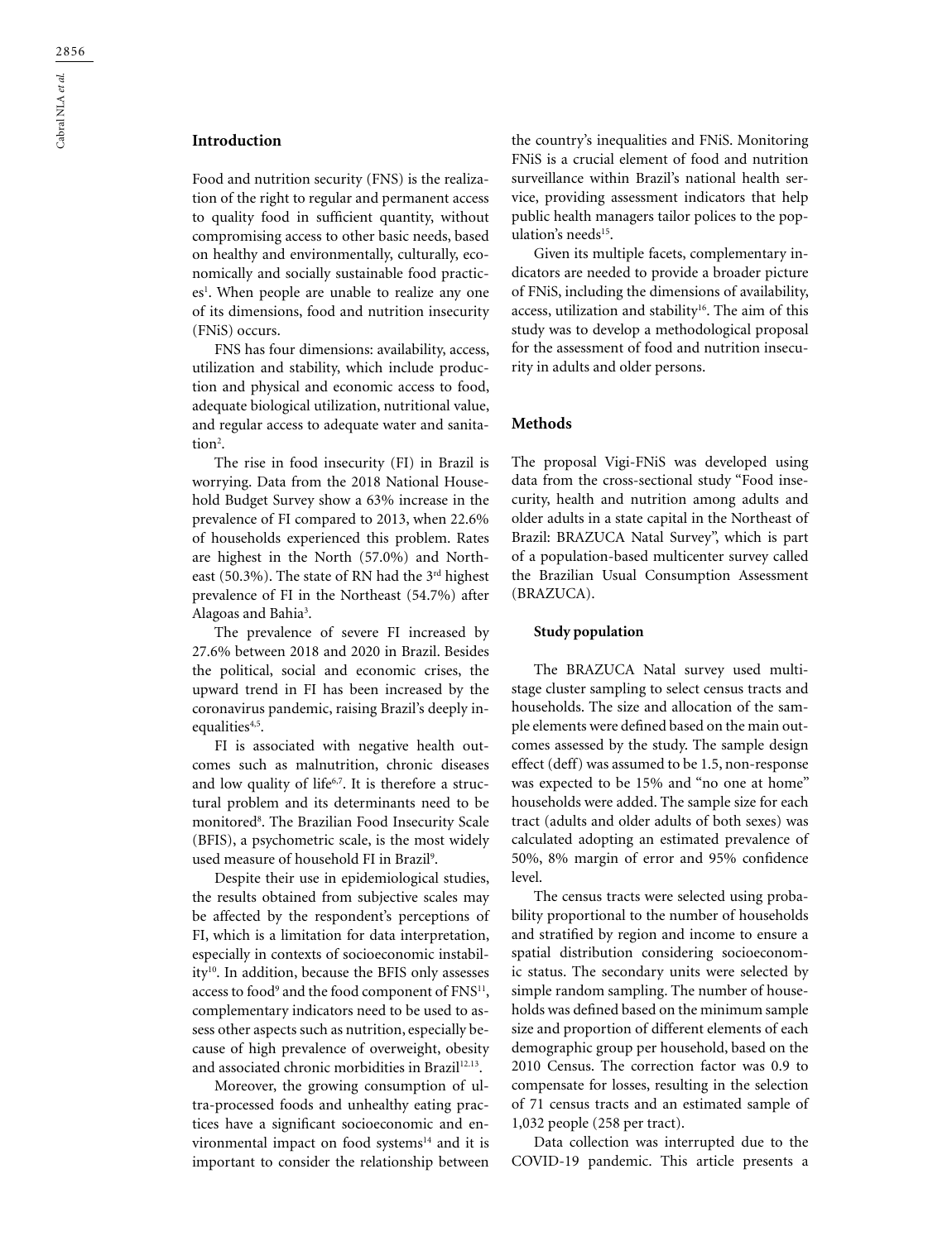## Introduction

Food and nutrition security (FNS) is the realization of the right to regular and permanent access to quality food in sufficient quantity, without compromising access to other basic needs, based on healthy and environmentally, culturally, economically and socially sustainable food practices[1]. When people are unable to realize any one of its dimensions, food and nutrition insecurity (FNiS) occurs.

FNS has four dimensions: availability, access, utilization and stability, which include production and physical and economic access to food, adequate biological utilization, nutritional value, and regular access to adequate water and sanitation[2].

The rise in food insecurity (FI) in Brazil is worrying. Data from the 2018 National Household Budget Survey show a 63% increase in the prevalence of FI compared to 2013, when 22.6% of households experienced this problem. Rates are highest in the North (57.0%) and Northeast (50.3%). The state of RN had the 3rd highest prevalence of FI in the Northeast (54.7%) after Alagoas and Bahia[3].

The prevalence of severe FI increased by 27.6% between 2018 and 2020 in Brazil. Besides the political, social and economic crises, the upward trend in FI has been increased by the coronavirus pandemic, raising Brazil's deeply inequalities[4,5].

FI is associated with negative health outcomes such as malnutrition, chronic diseases and low quality of life[6,7]. It is therefore a structural problem and its determinants need to be monitored[8]. The Brazilian Food Insecurity Scale (BFIS), a psychometric scale, is the most widely used measure of household FI in Brazil[9].

Despite their use in epidemiological studies, the results obtained from subjective scales may be affected by the respondent's perceptions of FI, which is a limitation for data interpretation, especially in contexts of socioeconomic instability[10]. In addition, because the BFIS only assesses access to food[9] and the food component of FNS[11], complementary indicators need to be used to assess other aspects such as nutrition, especially because of high prevalence of overweight, obesity and associated chronic morbidities in Brazil[12,13].

Moreover, the growing consumption of ultra-processed foods and unhealthy eating practices have a significant socioeconomic and environmental impact on food systems[14] and it is important to consider the relationship between the country's inequalities and FNiS. Monitoring FNiS is a crucial element of food and nutrition surveillance within Brazil's national health service, providing assessment indicators that help public health managers tailor polices to the population's needs[15].

Given its multiple facets, complementary indicators are needed to provide a broader picture of FNiS, including the dimensions of availability, access, utilization and stability[16]. The aim of this study was to develop a methodological proposal for the assessment of food and nutrition insecurity in adults and older persons.

## Methods

The proposal Vigi-FNiS was developed using data from the cross-sectional study "Food insecurity, health and nutrition among adults and older adults in a state capital in the Northeast of Brazil: BRAZUCA Natal Survey", which is part of a population-based multicenter survey called the Brazilian Usual Consumption Assessment (BRAZUCA).

### Study population

The BRAZUCA Natal survey used multistage cluster sampling to select census tracts and households. The size and allocation of the sample elements were defined based on the main outcomes assessed by the study. The sample design effect (deff) was assumed to be 1.5, non-response was expected to be 15% and "no one at home" households were added. The sample size for each tract (adults and older adults of both sexes) was calculated adopting an estimated prevalence of 50%, 8% margin of error and 95% confidence level.

The census tracts were selected using probability proportional to the number of households and stratified by region and income to ensure a spatial distribution considering socioeconomic status. The secondary units were selected by simple random sampling. The number of households was defined based on the minimum sample size and proportion of different elements of each demographic group per household, based on the 2010 Census. The correction factor was 0.9 to compensate for losses, resulting in the selection of 71 census tracts and an estimated sample of 1,032 people (258 per tract).

Data collection was interrupted due to the COVID-19 pandemic. This article presents a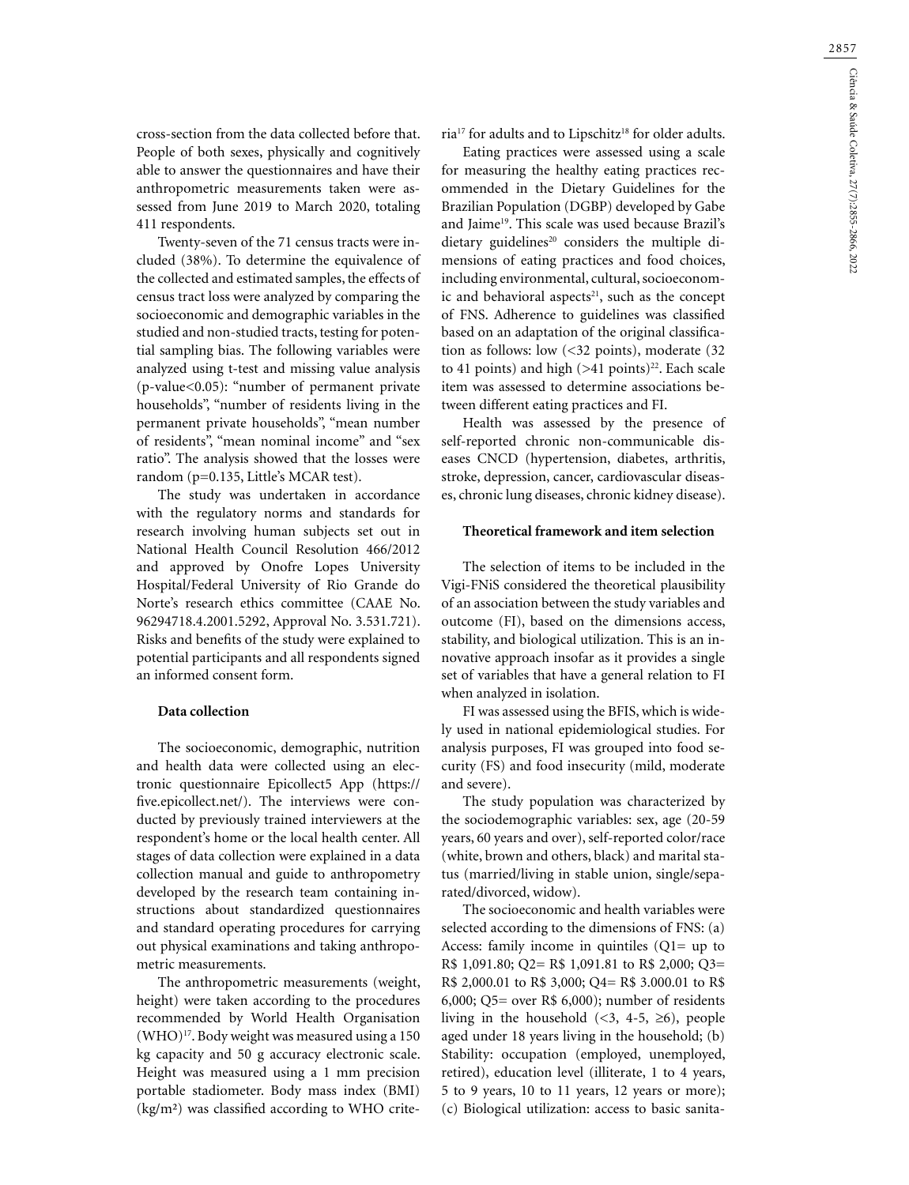cross-section from the data collected before that. People of both sexes, physically and cognitively able to answer the questionnaires and have their anthropometric measurements taken were assessed from June 2019 to March 2020, totaling 411 respondents.

Twenty-seven of the 71 census tracts were included (38%). To determine the equivalence of the collected and estimated samples, the effects of census tract loss were analyzed by comparing the socioeconomic and demographic variables in the studied and non-studied tracts, testing for potential sampling bias. The following variables were analyzed using t-test and missing value analysis (p-value<0.05): "number of permanent private households", "number of residents living in the permanent private households", "mean number of residents", "mean nominal income" and "sex ratio". The analysis showed that the losses were random (p=0.135, Little's MCAR test).

The study was undertaken in accordance with the regulatory norms and standards for research involving human subjects set out in National Health Council Resolution 466/2012 and approved by Onofre Lopes University Hospital/Federal University of Rio Grande do Norte's research ethics committee (CAAE No. 96294718.4.2001.5292, Approval No. 3.531.721). Risks and benefits of the study were explained to potential participants and all respondents signed an informed consent form.

### Data collection

The socioeconomic, demographic, nutrition and health data were collected using an electronic questionnaire Epicollect5 App (https://five.epicollect.net/). The interviews were conducted by previously trained interviewers at the respondent's home or the local health center. All stages of data collection were explained in a data collection manual and guide to anthropometry developed by the research team containing instructions about standardized questionnaires and standard operating procedures for carrying out physical examinations and taking anthropometric measurements.

The anthropometric measurements (weight, height) were taken according to the procedures recommended by World Health Organisation (WHO)[17]. Body weight was measured using a 150 kg capacity and 50 g accuracy electronic scale. Height was measured using a 1 mm precision portable stadiometer. Body mass index (BMI) (kg/m²) was classified according to WHO criteria[17] for adults and to Lipschitz[18] for older adults.

Eating practices were assessed using a scale for measuring the healthy eating practices recommended in the Dietary Guidelines for the Brazilian Population (DGBP) developed by Gabe and Jaime[19]. This scale was used because Brazil's dietary guidelines[20] considers the multiple dimensions of eating practices and food choices, including environmental, cultural, socioeconomic and behavioral aspects[21], such as the concept of FNS. Adherence to guidelines was classified based on an adaptation of the original classification as follows: low (<32 points), moderate (32 to 41 points) and high (>41 points)[22]. Each scale item was assessed to determine associations between different eating practices and FI.

Health was assessed by the presence of self-reported chronic non-communicable diseases CNCD (hypertension, diabetes, arthritis, stroke, depression, cancer, cardiovascular diseases, chronic lung diseases, chronic kidney disease).

### Theoretical framework and item selection

The selection of items to be included in the Vigi-FNiS considered the theoretical plausibility of an association between the study variables and outcome (FI), based on the dimensions access, stability, and biological utilization. This is an innovative approach insofar as it provides a single set of variables that have a general relation to FI when analyzed in isolation.

FI was assessed using the BFIS, which is widely used in national epidemiological studies. For analysis purposes, FI was grouped into food security (FS) and food insecurity (mild, moderate and severe).

The study population was characterized by the sociodemographic variables: sex, age (20-59 years, 60 years and over), self-reported color/race (white, brown and others, black) and marital status (married/living in stable union, single/separated/divorced, widow).

The socioeconomic and health variables were selected according to the dimensions of FNS: (a) Access: family income in quintiles (Q1= up to R$ 1,091.80; Q2= R$ 1,091.81 to R$ 2,000; Q3= R$ 2,000.01 to R$ 3,000; Q4= R$ 3.000.01 to R$ 6,000; Q5= over R$ 6,000); number of residents living in the household (<3, 4-5, ≥6), people aged under 18 years living in the household; (b) Stability: occupation (employed, unemployed, retired), education level (illiterate, 1 to 4 years, 5 to 9 years, 10 to 11 years, 12 years or more); (c) Biological utilization: access to basic sanita-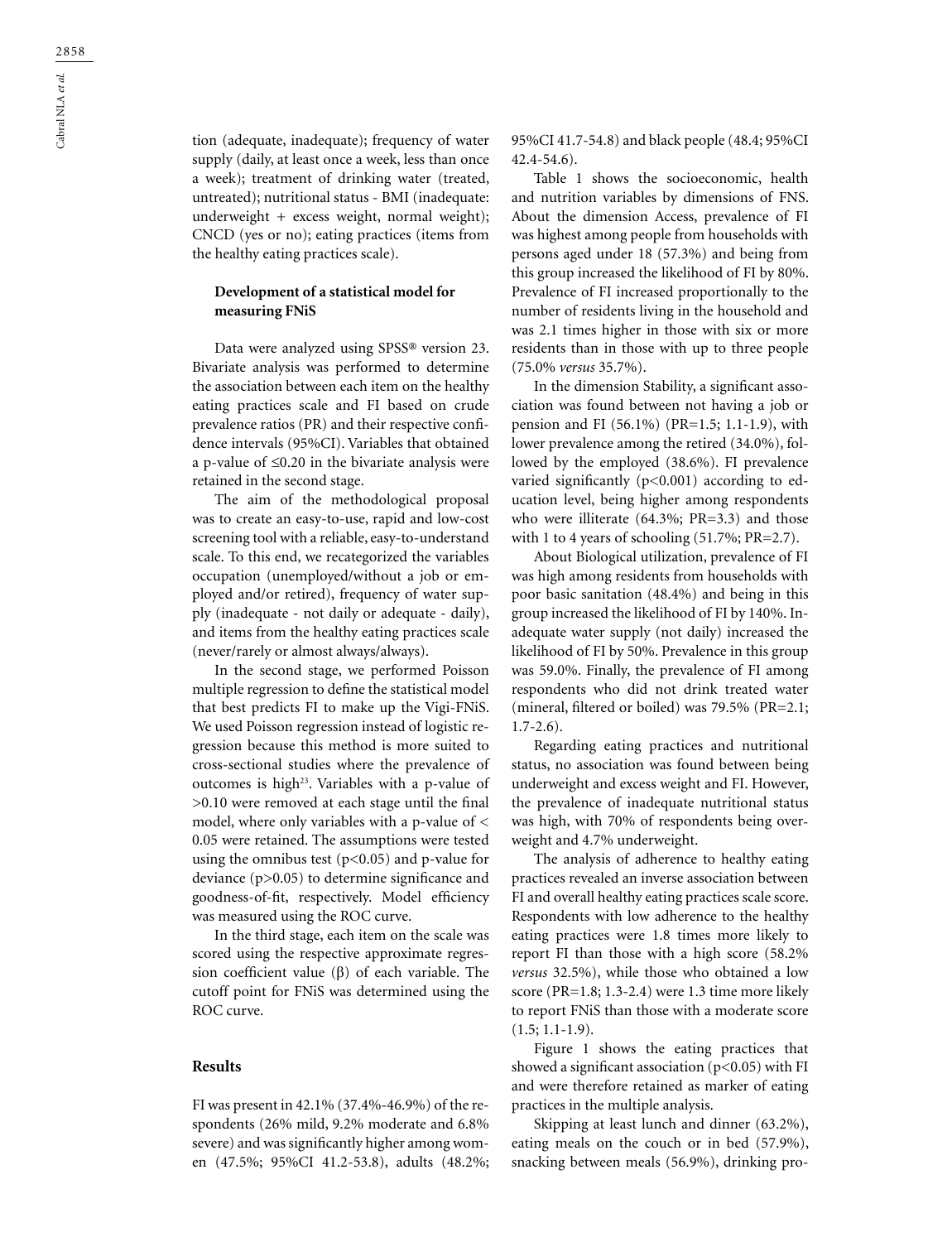tion (adequate, inadequate); frequency of water supply (daily, at least once a week, less than once a week); treatment of drinking water (treated, untreated); nutritional status - BMI (inadequate: underweight + excess weight, normal weight); CNCD (yes or no); eating practices (items from the healthy eating practices scale).

### Development of a statistical model for measuring FNiS

Data were analyzed using SPSS® version 23. Bivariate analysis was performed to determine the association between each item on the healthy eating practices scale and FI based on crude prevalence ratios (PR) and their respective confidence intervals (95%CI). Variables that obtained a p-value of ≤0.20 in the bivariate analysis were retained in the second stage.

The aim of the methodological proposal was to create an easy-to-use, rapid and low-cost screening tool with a reliable, easy-to-understand scale. To this end, we recategorized the variables occupation (unemployed/without a job or employed and/or retired), frequency of water supply (inadequate - not daily or adequate - daily), and items from the healthy eating practices scale (never/rarely or almost always/always).

In the second stage, we performed Poisson multiple regression to define the statistical model that best predicts FI to make up the Vigi-FNiS. We used Poisson regression instead of logistic regression because this method is more suited to cross-sectional studies where the prevalence of outcomes is high[23]. Variables with a p-value of >0.10 were removed at each stage until the final model, where only variables with a p-value of < 0.05 were retained. The assumptions were tested using the omnibus test (p<0.05) and p-value for deviance (p>0.05) to determine significance and goodness-of-fit, respectively. Model efficiency was measured using the ROC curve.

In the third stage, each item on the scale was scored using the respective approximate regression coefficient value (β) of each variable. The cutoff point for FNiS was determined using the ROC curve.

## Results

FI was present in 42.1% (37.4%-46.9%) of the respondents (26% mild, 9.2% moderate and 6.8% severe) and was significantly higher among women (47.5%; 95%CI 41.2-53.8), adults (48.2%; 95%CI 41.7-54.8) and black people (48.4; 95%CI 42.4-54.6).

Table 1 shows the socioeconomic, health and nutrition variables by dimensions of FNS. About the dimension Access, prevalence of FI was highest among people from households with persons aged under 18 (57.3%) and being from this group increased the likelihood of FI by 80%. Prevalence of FI increased proportionally to the number of residents living in the household and was 2.1 times higher in those with six or more residents than in those with up to three people (75.0% *versus* 35.7%).

In the dimension Stability, a significant association was found between not having a job or pension and FI (56.1%) (PR=1.5; 1.1-1.9), with lower prevalence among the retired (34.0%), followed by the employed (38.6%). FI prevalence varied significantly (p<0.001) according to education level, being higher among respondents who were illiterate (64.3%; PR=3.3) and those with 1 to 4 years of schooling (51.7%; PR=2.7).

About Biological utilization, prevalence of FI was high among residents from households with poor basic sanitation (48.4%) and being in this group increased the likelihood of FI by 140%. Inadequate water supply (not daily) increased the likelihood of FI by 50%. Prevalence in this group was 59.0%. Finally, the prevalence of FI among respondents who did not drink treated water (mineral, filtered or boiled) was 79.5% (PR=2.1; 1.7-2.6).

Regarding eating practices and nutritional status, no association was found between being underweight and excess weight and FI. However, the prevalence of inadequate nutritional status was high, with 70% of respondents being overweight and 4.7% underweight.

The analysis of adherence to healthy eating practices revealed an inverse association between FI and overall healthy eating practices scale score. Respondents with low adherence to the healthy eating practices were 1.8 times more likely to report FI than those with a high score (58.2% *versus* 32.5%), while those who obtained a low score (PR=1.8; 1.3-2.4) were 1.3 time more likely to report FNiS than those with a moderate score (1.5; 1.1-1.9).

Figure 1 shows the eating practices that showed a significant association (p<0.05) with FI and were therefore retained as marker of eating practices in the multiple analysis.

Skipping at least lunch and dinner (63.2%), eating meals on the couch or in bed (57.9%), snacking between meals (56.9%), drinking pro-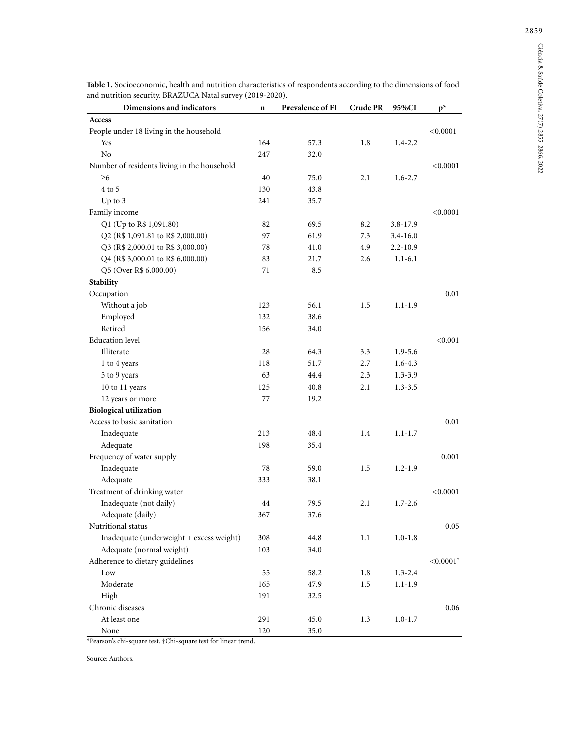**Table 1.** Socioeconomic, health and nutrition characteristics of respondents according to the dimensions of food and nutrition security. BRAZUCA Natal survey (2019-2020).

| Dimensions and indicators | n | Prevalence of FI | Crude PR | 95%CI | p* |
|---|---|---|---|---|---|
| **Access** | | | | | |
| People under 18 living in the household | | | | | <0.0001 |
| Yes | 164 | 57.3 | 1.8 | 1.4-2.2 | |
| No | 247 | 32.0 | | | |
| Number of residents living in the household | | | | | <0.0001 |
| ≥6 | 40 | 75.0 | 2.1 | 1.6-2.7 | |
| 4 to 5 | 130 | 43.8 | | | |
| Up to 3 | 241 | 35.7 | | | |
| Family income | | | | | <0.0001 |
| Q1 (Up to R$ 1,091.80) | 82 | 69.5 | 8.2 | 3.8-17.9 | |
| Q2 (R$ 1,091.81 to R$ 2,000.00) | 97 | 61.9 | 7.3 | 3.4-16.0 | |
| Q3 (R$ 2,000.01 to R$ 3,000.00) | 78 | 41.0 | 4.9 | 2.2-10.9 | |
| Q4 (R$ 3,000.01 to R$ 6,000.00) | 83 | 21.7 | 2.6 | 1.1-6.1 | |
| Q5 (Over R$ 6.000.00) | 71 | 8.5 | | | |
| **Stability** | | | | | |
| Occupation | | | | | 0.01 |
| Without a job | 123 | 56.1 | 1.5 | 1.1-1.9 | |
| Employed | 132 | 38.6 | | | |
| Retired | 156 | 34.0 | | | |
| Education level | | | | | <0.001 |
| Illiterate | 28 | 64.3 | 3.3 | 1.9-5.6 | |
| 1 to 4 years | 118 | 51.7 | 2.7 | 1.6-4.3 | |
| 5 to 9 years | 63 | 44.4 | 2.3 | 1.3-3.9 | |
| 10 to 11 years | 125 | 40.8 | 2.1 | 1.3-3.5 | |
| 12 years or more | 77 | 19.2 | | | |
| **Biological utilization** | | | | | |
| Access to basic sanitation | | | | | 0.01 |
| Inadequate | 213 | 48.4 | 1.4 | 1.1-1.7 | |
| Adequate | 198 | 35.4 | | | |
| Frequency of water supply | | | | | 0.001 |
| Inadequate | 78 | 59.0 | 1.5 | 1.2-1.9 | |
| Adequate | 333 | 38.1 | | | |
| Treatment of drinking water | | | | | <0.0001 |
| Inadequate (not daily) | 44 | 79.5 | 2.1 | 1.7-2.6 | |
| Adequate (daily) | 367 | 37.6 | | | |
| Nutritional status | | | | | 0.05 |
| Inadequate (underweight + excess weight) | 308 | 44.8 | 1.1 | 1.0-1.8 | |
| Adequate (normal weight) | 103 | 34.0 | | | |
| Adherence to dietary guidelines | | | | | <0.0001† |
| Low | 55 | 58.2 | 1.8 | 1.3-2.4 | |
| Moderate | 165 | 47.9 | 1.5 | 1.1-1.9 | |
| High | 191 | 32.5 | | | |
| Chronic diseases | | | | | 0.06 |
| At least one | 291 | 45.0 | 1.3 | 1.0-1.7 | |
| None | 120 | 35.0 | | | |

*Pearson's chi-square test. †Chi-square test for linear trend.

Source: Authors.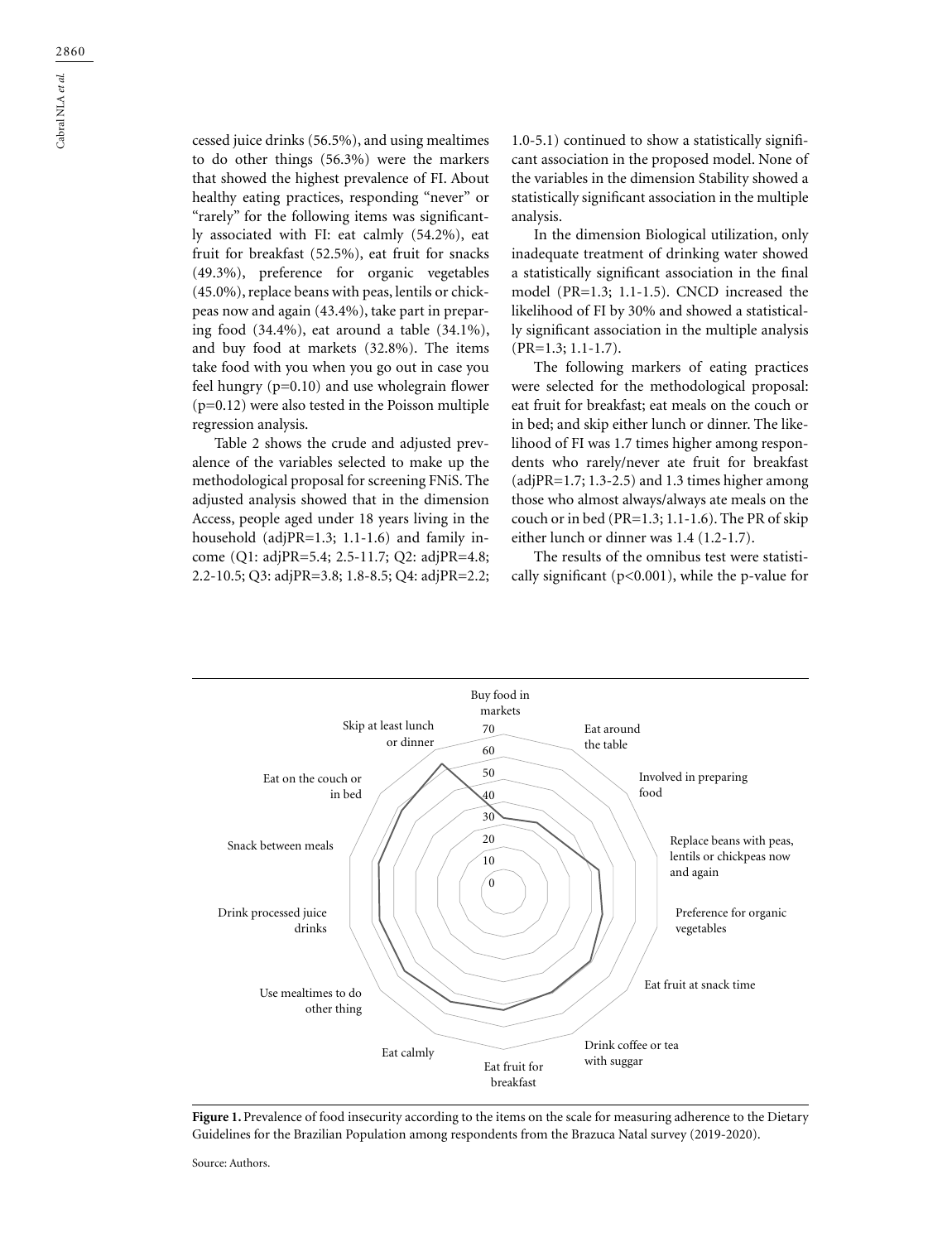cessed juice drinks (56.5%), and using mealtimes to do other things (56.3%) were the markers that showed the highest prevalence of FI. About healthy eating practices, responding "never" or "rarely" for the following items was significantly associated with FI: eat calmly (54.2%), eat fruit for breakfast (52.5%), eat fruit for snacks (49.3%), preference for organic vegetables (45.0%), replace beans with peas, lentils or chickpeas now and again (43.4%), take part in preparing food (34.4%), eat around a table (34.1%), and buy food at markets (32.8%). The items take food with you when you go out in case you feel hungry (p=0.10) and use wholegrain flower (p=0.12) were also tested in the Poisson multiple regression analysis.

Table 2 shows the crude and adjusted prevalence of the variables selected to make up the methodological proposal for screening FNiS. The adjusted analysis showed that in the dimension Access, people aged under 18 years living in the household (adjPR=1.3; 1.1-1.6) and family income (Q1: adjPR=5.4; 2.5-11.7; Q2: adjPR=4.8; 2.2-10.5; Q3: adjPR=3.8; 1.8-8.5; Q4: adjPR=2.2; 1.0-5.1) continued to show a statistically significant association in the proposed model. None of the variables in the dimension Stability showed a statistically significant association in the multiple analysis.

In the dimension Biological utilization, only inadequate treatment of drinking water showed a statistically significant association in the final model (PR=1.3; 1.1-1.5). CNCD increased the likelihood of FI by 30% and showed a statistically significant association in the multiple analysis (PR=1.3; 1.1-1.7).

The following markers of eating practices were selected for the methodological proposal: eat fruit for breakfast; eat meals on the couch or in bed; and skip either lunch or dinner. The likelihood of FI was 1.7 times higher among respondents who rarely/never ate fruit for breakfast (adjPR=1.7; 1.3-2.5) and 1.3 times higher among those who almost always/always ate meals on the couch or in bed (PR=1.3; 1.1-1.6). The PR of skip either lunch or dinner was 1.4 (1.2-1.7).

The results of the omnibus test were statistically significant (p<0.001), while the p-value for

**Figure 1.** Prevalence of food insecurity according to the items on the scale for measuring adherence to the Dietary Guidelines for the Brazilian Population among respondents from the Brazuca Natal survey (2019-2020).

Source: Authors.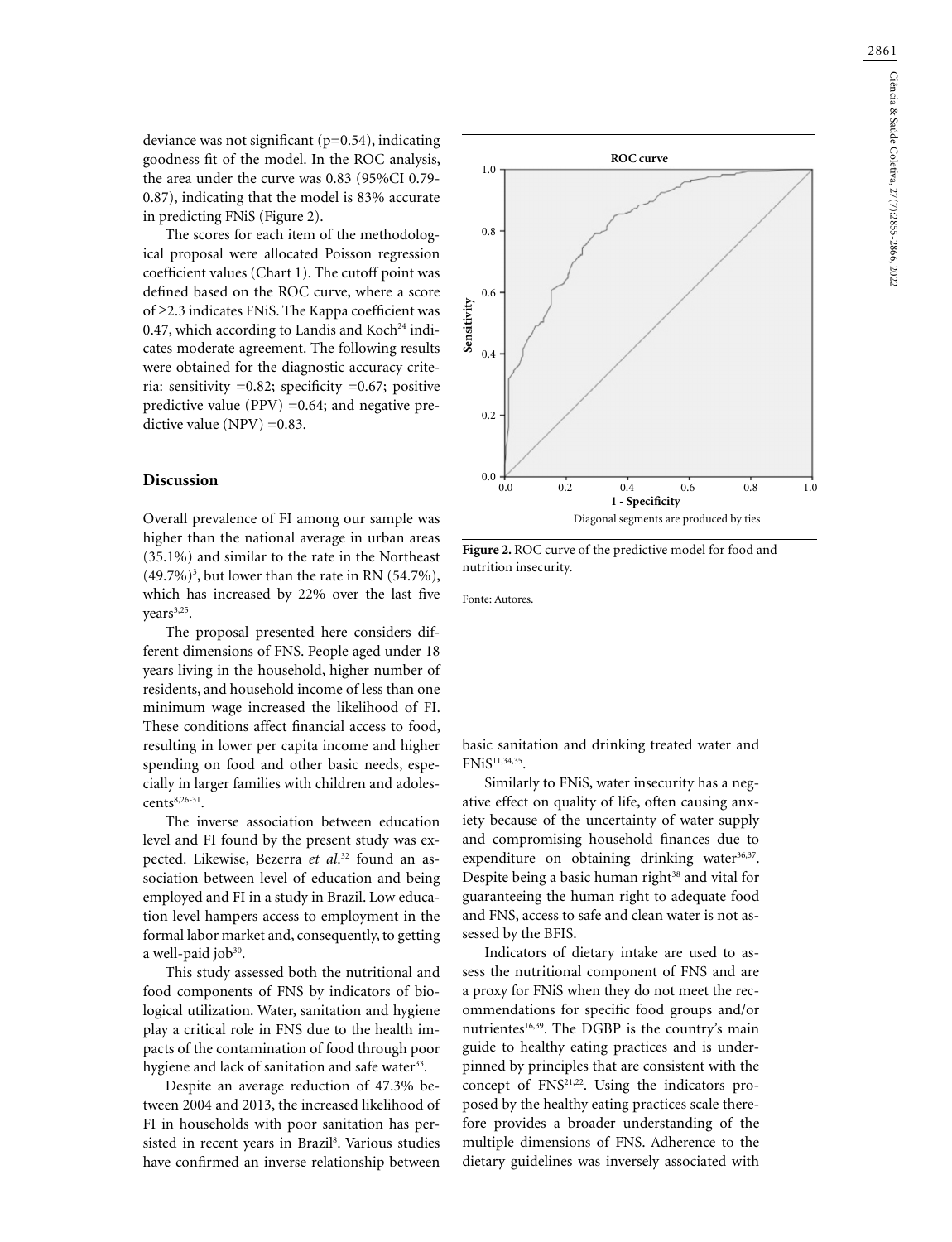deviance was not significant (p=0.54), indicating goodness fit of the model. In the ROC analysis, the area under the curve was 0.83 (95%CI 0.79-0.87), indicating that the model is 83% accurate in predicting FNiS (Figure 2).

The scores for each item of the methodological proposal were allocated Poisson regression coefficient values (Chart 1). The cutoff point was defined based on the ROC curve, where a score of ≥2.3 indicates FNiS. The Kappa coefficient was 0.47, which according to Landis and Koch[24] indicates moderate agreement. The following results were obtained for the diagnostic accuracy criteria: sensitivity =0.82; specificity =0.67; positive predictive value (PPV) =0.64; and negative predictive value (NPV) =0.83.

**Figure 2.** ROC curve of the predictive model for food and nutrition insecurity.

Fonte: Autores.

## Discussion

Overall prevalence of FI among our sample was higher than the national average in urban areas (35.1%) and similar to the rate in the Northeast (49.7%)[3], but lower than the rate in RN (54.7%), which has increased by 22% over the last five years[3,25].

The proposal presented here considers different dimensions of FNS. People aged under 18 years living in the household, higher number of residents, and household income of less than one minimum wage increased the likelihood of FI. These conditions affect financial access to food, resulting in lower per capita income and higher spending on food and other basic needs, especially in larger families with children and adolescents[8,26-31].

The inverse association between education level and FI found by the present study was expected. Likewise, Bezerra *et al.*[32] found an association between level of education and being employed and FI in a study in Brazil. Low education level hampers access to employment in the formal labor market and, consequently, to getting a well-paid job[30].

This study assessed both the nutritional and food components of FNS by indicators of biological utilization. Water, sanitation and hygiene play a critical role in FNS due to the health impacts of the contamination of food through poor hygiene and lack of sanitation and safe water[33].

Despite an average reduction of 47.3% between 2004 and 2013, the increased likelihood of FI in households with poor sanitation has persisted in recent years in Brazil[8]. Various studies have confirmed an inverse relationship between basic sanitation and drinking treated water and FNiS[11,34,35].

Similarly to FNiS, water insecurity has a negative effect on quality of life, often causing anxiety because of the uncertainty of water supply and compromising household finances due to expenditure on obtaining drinking water[36,37]. Despite being a basic human right[38] and vital for guaranteeing the human right to adequate food and FNS, access to safe and clean water is not assessed by the BFIS.

Indicators of dietary intake are used to assess the nutritional component of FNS and are a proxy for FNiS when they do not meet the recommendations for specific food groups and/or nutrientes[16,39]. The DGBP is the country's main guide to healthy eating practices and is underpinned by principles that are consistent with the concept of FNS[21,22]. Using the indicators proposed by the healthy eating practices scale therefore provides a broader understanding of the multiple dimensions of FNS. Adherence to the dietary guidelines was inversely associated with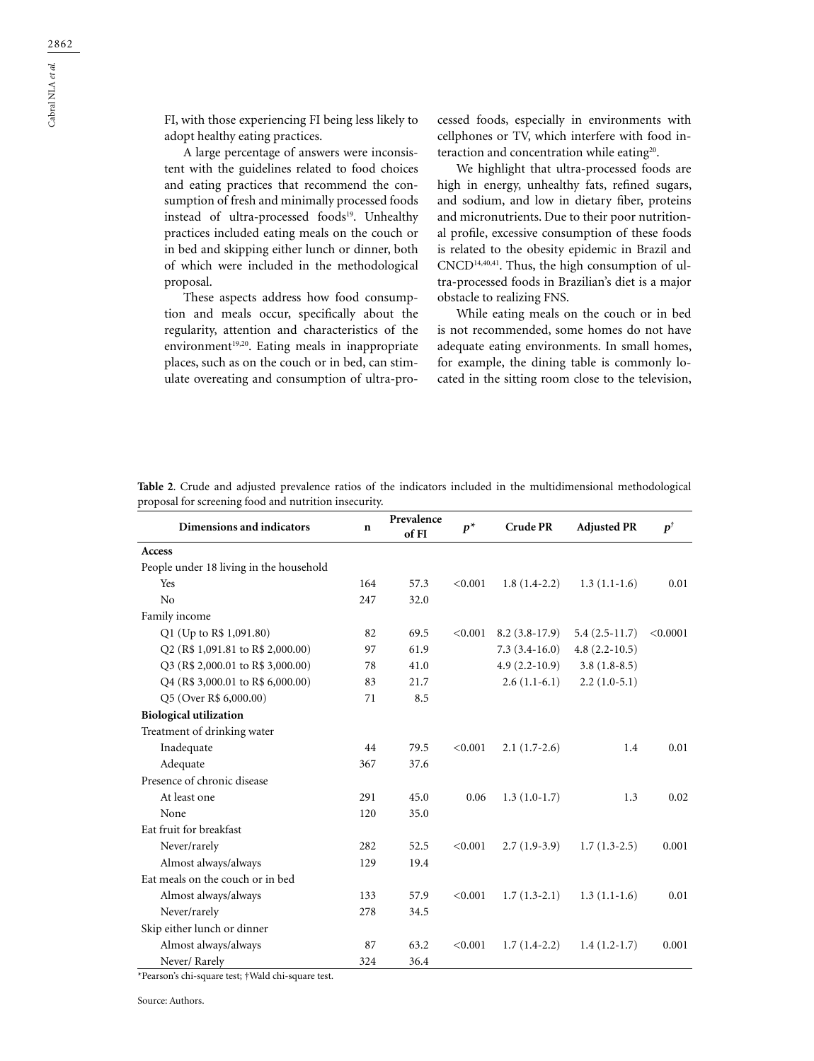FI, with those experiencing FI being less likely to adopt healthy eating practices.

A large percentage of answers were inconsistent with the guidelines related to food choices and eating practices that recommend the consumption of fresh and minimally processed foods instead of ultra-processed foods[19]. Unhealthy practices included eating meals on the couch or in bed and skipping either lunch or dinner, both of which were included in the methodological proposal.

These aspects address how food consumption and meals occur, specifically about the regularity, attention and characteristics of the environment[19,20]. Eating meals in inappropriate places, such as on the couch or in bed, can stimulate overeating and consumption of ultra-processed foods, especially in environments with cellphones or TV, which interfere with food interaction and concentration while eating[20].

We highlight that ultra-processed foods are high in energy, unhealthy fats, refined sugars, and sodium, and low in dietary fiber, proteins and micronutrients. Due to their poor nutritional profile, excessive consumption of these foods is related to the obesity epidemic in Brazil and CNCD[14,40,41]. Thus, the high consumption of ultra-processed foods in Brazilian's diet is a major obstacle to realizing FNS.

While eating meals on the couch or in bed is not recommended, some homes do not have adequate eating environments. In small homes, for example, the dining table is commonly located in the sitting room close to the television,

**Table 2**. Crude and adjusted prevalence ratios of the indicators included in the multidimensional methodological proposal for screening food and nutrition insecurity.

| Dimensions and indicators | n | Prevalence of FI | $p^*$ | Crude PR | Adjusted PR | $p^†$ |
|---|---|---|---|---|---|---|
| **Access** | | | | | | |
| People under 18 living in the household | | | | | | |
| Yes | 164 | 57.3 | <0.001 | 1.8 (1.4-2.2) | 1.3 (1.1-1.6) | 0.01 |
| No | 247 | 32.0 | | | | |
| Family income | | | | | | |
| Q1 (Up to R$ 1,091.80) | 82 | 69.5 | <0.001 | 8.2 (3.8-17.9) | 5.4 (2.5-11.7) | <0.0001 |
| Q2 (R$ 1,091.81 to R$ 2,000.00) | 97 | 61.9 | | 7.3 (3.4-16.0) | 4.8 (2.2-10.5) | |
| Q3 (R$ 2,000.01 to R$ 3,000.00) | 78 | 41.0 | | 4.9 (2.2-10.9) | 3.8 (1.8-8.5) | |
| Q4 (R$ 3,000.01 to R$ 6,000.00) | 83 | 21.7 | | 2.6 (1.1-6.1) | 2.2 (1.0-5.1) | |
| Q5 (Over R$ 6,000.00) | 71 | 8.5 | | | | |
| **Biological utilization** | | | | | | |
| Treatment of drinking water | | | | | | |
| Inadequate | 44 | 79.5 | <0.001 | 2.1 (1.7-2.6) | 1.4 | 0.01 |
| Adequate | 367 | 37.6 | | | | |
| Presence of chronic disease | | | | | | |
| At least one | 291 | 45.0 | 0.06 | 1.3 (1.0-1.7) | 1.3 | 0.02 |
| None | 120 | 35.0 | | | | |
| Eat fruit for breakfast | | | | | | |
| Never/rarely | 282 | 52.5 | <0.001 | 2.7 (1.9-3.9) | 1.7 (1.3-2.5) | 0.001 |
| Almost always/always | 129 | 19.4 | | | | |
| Eat meals on the couch or in bed | | | | | | |
| Almost always/always | 133 | 57.9 | <0.001 | 1.7 (1.3-2.1) | 1.3 (1.1-1.6) | 0.01 |
| Never/rarely | 278 | 34.5 | | | | |
| Skip either lunch or dinner | | | | | | |
| Almost always/always | 87 | 63.2 | <0.001 | 1.7 (1.4-2.2) | 1.4 (1.2-1.7) | 0.001 |
| Never/ Rarely | 324 | 36.4 | | | | |

*Pearson's chi-square test; †Wald chi-square test.

Source: Authors.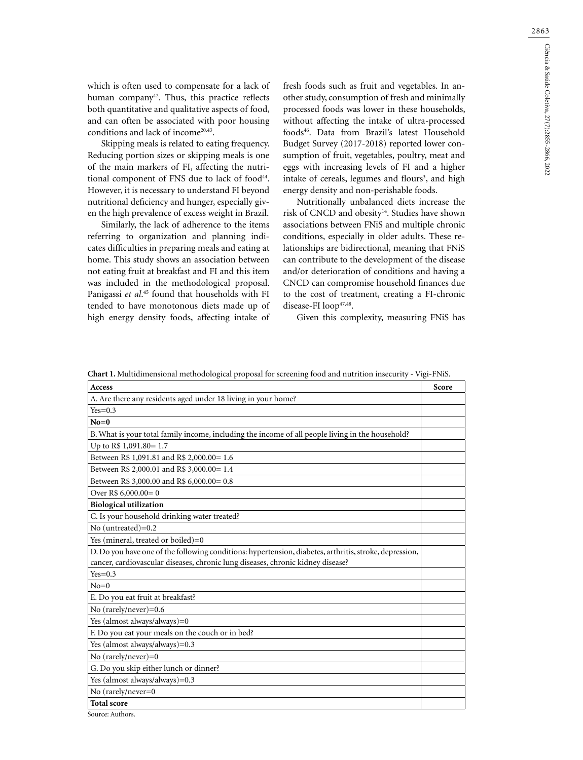which is often used to compensate for a lack of human company[42]. Thus, this practice reflects both quantitative and qualitative aspects of food, and can often be associated with poor housing conditions and lack of income[20,43].

Skipping meals is related to eating frequency. Reducing portion sizes or skipping meals is one of the main markers of FI, affecting the nutritional component of FNS due to lack of food[44]. However, it is necessary to understand FI beyond nutritional deficiency and hunger, especially given the high prevalence of excess weight in Brazil.

Similarly, the lack of adherence to the items referring to organization and planning indicates difficulties in preparing meals and eating at home. This study shows an association between not eating fruit at breakfast and FI and this item was included in the methodological proposal. Panigassi *et al.*[45] found that households with FI tended to have monotonous diets made up of high energy density foods, affecting intake of fresh foods such as fruit and vegetables. In another study, consumption of fresh and minimally processed foods was lower in these households, without affecting the intake of ultra-processed foods[46]. Data from Brazil's latest Household Budget Survey (2017-2018) reported lower consumption of fruit, vegetables, poultry, meat and eggs with increasing levels of FI and a higher intake of cereals, legumes and flours[3], and high energy density and non-perishable foods.

Nutritionally unbalanced diets increase the risk of CNCD and obesity[14]. Studies have shown associations between FNiS and multiple chronic conditions, especially in older adults. These relationships are bidirectional, meaning that FNiS can contribute to the development of the disease and/or deterioration of conditions and having a CNCD can compromise household finances due to the cost of treatment, creating a FI-chronic disease-FI loop[47,48].

Given this complexity, measuring FNiS has

**Chart 1.** Multidimensional methodological proposal for screening food and nutrition insecurity - Vigi-FNiS.

| **Access** | **Score** |
|---|---|
| A. Are there any residents aged under 18 living in your home? | |
| Yes=0.3 | |
| **No=0** | |
| B. What is your total family income, including the income of all people living in the household? | |
| Up to R$ 1,091.80= 1.7 | |
| Between R$ 1,091.81 and R$ 2,000.00= 1.6 | |
| Between R$ 2,000.01 and R$ 3,000.00= 1.4 | |
| Between R$ 3,000.00 and R$ 6,000.00= 0.8 | |
| Over R$ 6,000.00= 0 | |
| **Biological utilization** | |
| C. Is your household drinking water treated? | |
| No (untreated)=0.2 | |
| Yes (mineral, treated or boiled)=0 | |
| D. Do you have one of the following conditions: hypertension, diabetes, arthritis, stroke, depression, cancer, cardiovascular diseases, chronic lung diseases, chronic kidney disease? | |
| Yes=0.3 | |
| No=0 | |
| E. Do you eat fruit at breakfast? | |
| No (rarely/never)=0.6 | |
| Yes (almost always/always)=0 | |
| F. Do you eat your meals on the couch or in bed? | |
| Yes (almost always/always)=0.3 | |
| No (rarely/never)=0 | |
| G. Do you skip either lunch or dinner? | |
| Yes (almost always/always)=0.3 | |
| No (rarely/never=0 | |
| **Total score** | |

Source: Authors.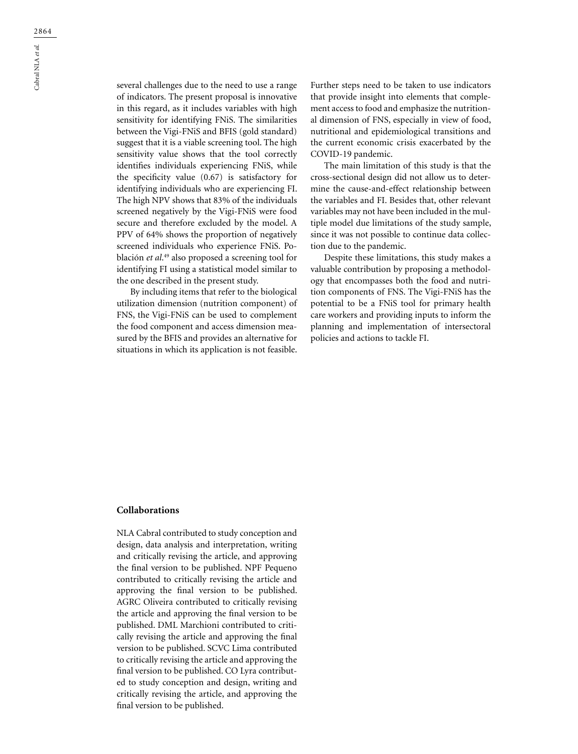several challenges due to the need to use a range of indicators. The present proposal is innovative in this regard, as it includes variables with high sensitivity for identifying FNiS. The similarities between the Vigi-FNiS and BFIS (gold standard) suggest that it is a viable screening tool. The high sensitivity value shows that the tool correctly identifies individuals experiencing FNiS, while the specificity value (0.67) is satisfactory for identifying individuals who are experiencing FI. The high NPV shows that 83% of the individuals screened negatively by the Vigi-FNiS were food secure and therefore excluded by the model. A PPV of 64% shows the proportion of negatively screened individuals who experience FNiS. Población *et al.*[49] also proposed a screening tool for identifying FI using a statistical model similar to the one described in the present study.

By including items that refer to the biological utilization dimension (nutrition component) of FNS, the Vigi-FNiS can be used to complement the food component and access dimension measured by the BFIS and provides an alternative for situations in which its application is not feasible. Further steps need to be taken to use indicators that provide insight into elements that complement access to food and emphasize the nutritional dimension of FNS, especially in view of food, nutritional and epidemiological transitions and the current economic crisis exacerbated by the COVID-19 pandemic.

The main limitation of this study is that the cross-sectional design did not allow us to determine the cause-and-effect relationship between the variables and FI. Besides that, other relevant variables may not have been included in the multiple model due limitations of the study sample, since it was not possible to continue data collection due to the pandemic.

Despite these limitations, this study makes a valuable contribution by proposing a methodology that encompasses both the food and nutrition components of FNS. The Vigi-FNiS has the potential to be a FNiS tool for primary health care workers and providing inputs to inform the planning and implementation of intersectoral policies and actions to tackle FI.

## Collaborations

NLA Cabral contributed to study conception and design, data analysis and interpretation, writing and critically revising the article, and approving the final version to be published. NPF Pequeno contributed to critically revising the article and approving the final version to be published. AGRC Oliveira contributed to critically revising the article and approving the final version to be published. DML Marchioni contributed to critically revising the article and approving the final version to be published. SCVC Lima contributed to critically revising the article and approving the final version to be published. CO Lyra contributed to study conception and design, writing and critically revising the article, and approving the final version to be published.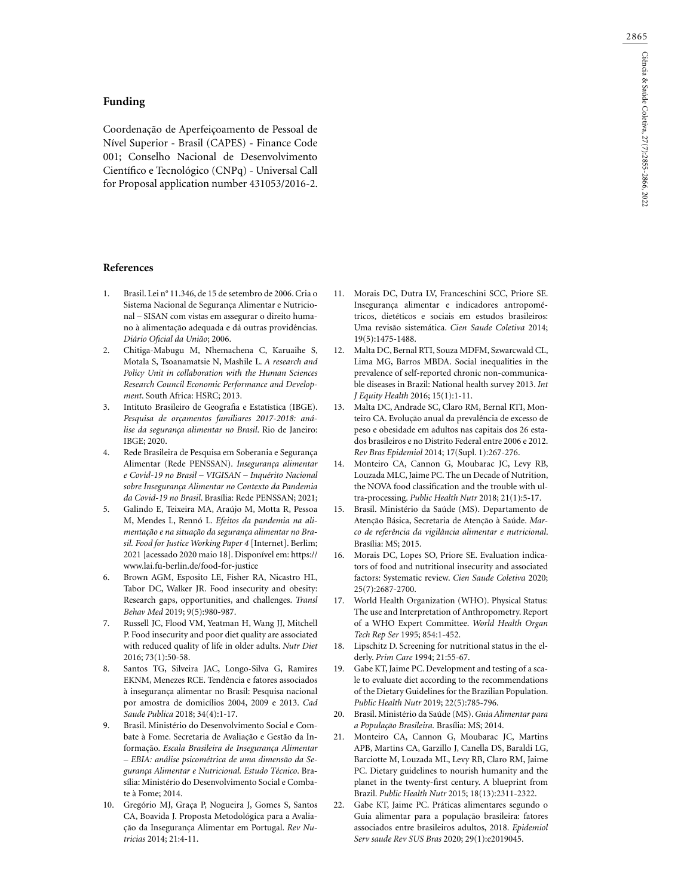## Funding

Coordenação de Aperfeiçoamento de Pessoal de Nível Superior - Brasil (CAPES) - Finance Code 001; Conselho Nacional de Desenvolvimento Científico e Tecnológico (CNPq) - Universal Call for Proposal application number 431053/2016-2.

## References

1. Brasil. Lei nº 11.346, de 15 de setembro de 2006. Cria o Sistema Nacional de Segurança Alimentar e Nutricional – SISAN com vistas em assegurar o direito humano à alimentação adequada e dá outras providências. *Diário Oficial da União*; 2006.
2. Chitiga-Mabugu M, Nhemachena C, Karuaihe S, Motala S, Tsoanamatsie N, Mashile L. *A research and Policy Unit in collaboration with the Human Sciences Research Council Economic Performance and Development*. South Africa: HSRC; 2013.
3. Intituto Brasileiro de Geografia e Estatística (IBGE). *Pesquisa de orçamentos familiares 2017-2018: análise da segurança alimentar no Brasil*. Rio de Janeiro: IBGE; 2020.
4. Rede Brasileira de Pesquisa em Soberania e Segurança Alimentar (Rede PENSSAN). *Insegurança alimentar e Covid-19 no Brasil – VIGISAN – Inquérito Nacional sobre Insegurança Alimentar no Contexto da Pandemia da Covid-19 no Brasil*. Brasília: Rede PENSSAN; 2021;
5. Galindo E, Teixeira MA, Araújo M, Motta R, Pessoa M, Mendes L, Rennó L. *Efeitos da pandemia na alimentação e na situação da segurança alimentar no Brasil. Food for Justice Working Paper 4* [Internet]. Berlim; 2021 [acessado 2020 maio 18]. Disponível em: https://www.lai.fu-berlin.de/food-for-justice
6. Brown AGM, Esposito LE, Fisher RA, Nicastro HL, Tabor DC, Walker JR. Food insecurity and obesity: Research gaps, opportunities, and challenges. *Transl Behav Med* 2019; 9(5):980-987.
7. Russell JC, Flood VM, Yeatman H, Wang JJ, Mitchell P. Food insecurity and poor diet quality are associated with reduced quality of life in older adults. *Nutr Diet* 2016; 73(1):50-58.
8. Santos TG, Silveira JAC, Longo-Silva G, Ramires EKNM, Menezes RCE. Tendência e fatores associados à insegurança alimentar no Brasil: Pesquisa nacional por amostra de domicílios 2004, 2009 e 2013. *Cad Saude Publica* 2018; 34(4):1-17.
9. Brasil. Ministério do Desenvolvimento Social e Combate à Fome. Secretaria de Avaliação e Gestão da Informação. *Escala Brasileira de Insegurança Alimentar – EBIA: análise psicométrica de uma dimensão da Segurança Alimentar e Nutricional. Estudo Técnico*. Brasília: Ministério do Desenvolvimento Social e Combate à Fome; 2014.
10. Gregório MJ, Graça P, Nogueira J, Gomes S, Santos CA, Boavida J. Proposta Metodológica para a Avaliação da Insegurança Alimentar em Portugal. *Rev Nutricias* 2014; 21:4-11.
11. Morais DC, Dutra LV, Franceschini SCC, Priore SE. Insegurança alimentar e indicadores antropométricos, dietéticos e sociais em estudos brasileiros: Uma revisão sistemática. *Cien Saude Coletiva* 2014; 19(5):1475-1488.
12. Malta DC, Bernal RTI, Souza MDFM, Szwarcwald CL, Lima MG, Barros MBDA. Social inequalities in the prevalence of self-reported chronic non-communicable diseases in Brazil: National health survey 2013. *Int J Equity Health* 2016; 15(1):1-11.
13. Malta DC, Andrade SC, Claro RM, Bernal RTI, Monteiro CA. Evolução anual da prevalência de excesso de peso e obesidade em adultos nas capitais dos 26 estados brasileiros e no Distrito Federal entre 2006 e 2012. *Rev Bras Epidemiol* 2014; 17(Supl. 1):267-276.
14. Monteiro CA, Cannon G, Moubarac JC, Levy RB, Louzada MLC, Jaime PC. The un Decade of Nutrition, the NOVA food classification and the trouble with ultra-processing. *Public Health Nutr* 2018; 21(1):5-17.
15. Brasil. Ministério da Saúde (MS). Departamento de Atenção Básica, Secretaria de Atenção à Saúde. *Marco de referência da vigilância alimentar e nutricional*. Brasília: MS; 2015.
16. Morais DC, Lopes SO, Priore SE. Evaluation indicators of food and nutritional insecurity and associated factors: Systematic review. *Cien Saude Coletiva* 2020; 25(7):2687-2700.
17. World Health Organization (WHO). Physical Status: The use and Interpretation of Anthropometry. Report of a WHO Expert Committee. *World Health Organ Tech Rep Ser* 1995; 854:1-452.
18. Lipschitz D. Screening for nutritional status in the elderly. *Prim Care* 1994; 21:55-67.
19. Gabe KT, Jaime PC. Development and testing of a scale to evaluate diet according to the recommendations of the Dietary Guidelines for the Brazilian Population. *Public Health Nutr* 2019; 22(5):785-796.
20. Brasil. Ministério da Saúde (MS). *Guia Alimentar para a População Brasileira*. Brasília: MS; 2014.
21. Monteiro CA, Cannon G, Moubarac JC, Martins APB, Martins CA, Garzillo J, Canella DS, Baraldi LG, Barciotte M, Louzada ML, Levy RB, Claro RM, Jaime PC. Dietary guidelines to nourish humanity and the planet in the twenty-first century. A blueprint from Brazil. *Public Health Nutr* 2015; 18(13):2311-2322.
22. Gabe KT, Jaime PC. Práticas alimentares segundo o Guia alimentar para a população brasileira: fatores associados entre brasileiros adultos, 2018. *Epidemiol Serv saude Rev SUS Bras* 2020; 29(1):e2019045.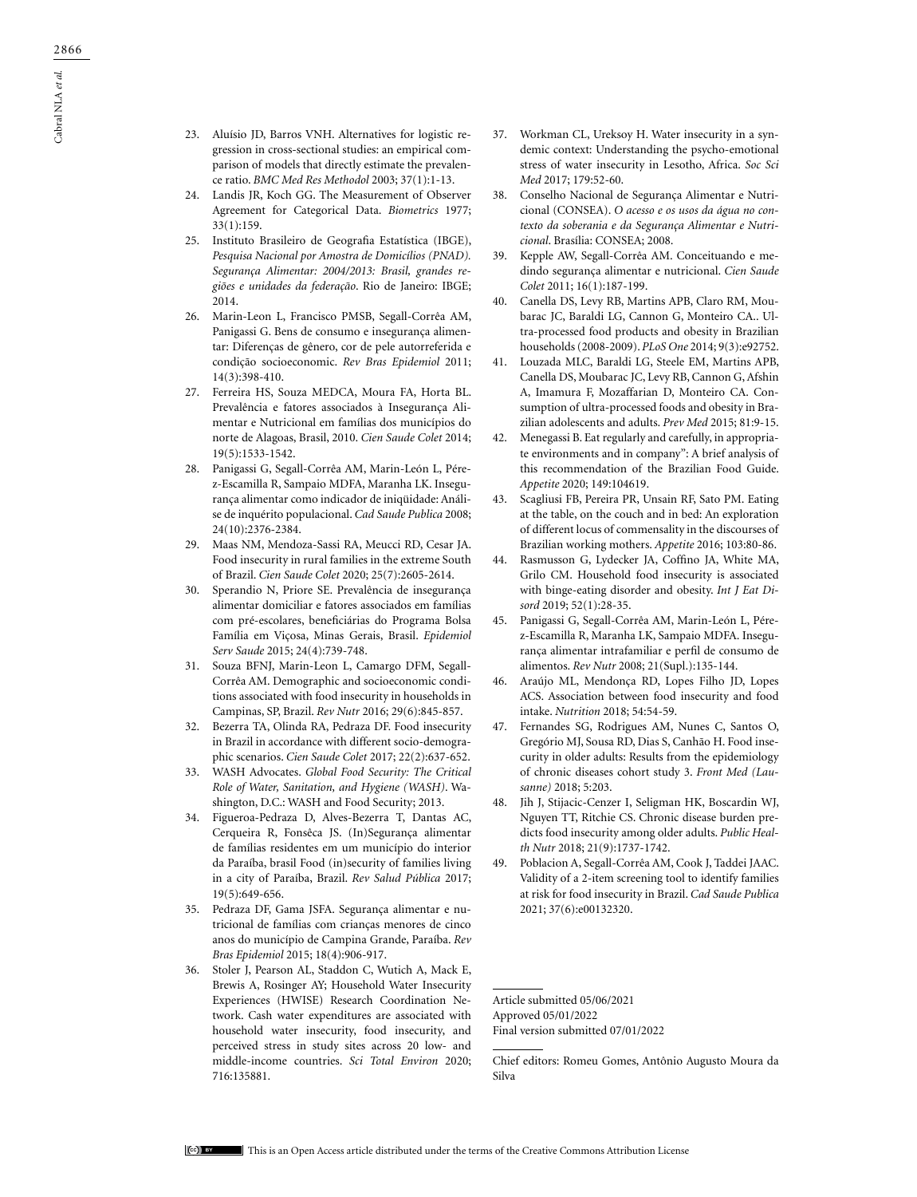23. Aluísio JD, Barros VNH. Alternatives for logistic regression in cross-sectional studies: an empirical comparison of models that directly estimate the prevalence ratio. *BMC Med Res Methodol* 2003; 37(1):1-13.
24. Landis JR, Koch GG. The Measurement of Observer Agreement for Categorical Data. *Biometrics* 1977; 33(1):159.
25. Instituto Brasileiro de Geografia Estatística (IBGE), *Pesquisa Nacional por Amostra de Domicílios (PNAD). Segurança Alimentar: 2004/2013: Brasil, grandes regiões e unidades da federação*. Rio de Janeiro: IBGE; 2014.
26. Marin-Leon L, Francisco PMSB, Segall-Corrêa AM, Panigassi G. Bens de consumo e insegurança alimentar: Diferenças de gênero, cor de pele autorreferida e condição socioeconomic. *Rev Bras Epidemiol* 2011; 14(3):398-410.
27. Ferreira HS, Souza MEDCA, Moura FA, Horta BL. Prevalência e fatores associados à Insegurança Alimentar e Nutricional em famílias dos municípios do norte de Alagoas, Brasil, 2010. *Cien Saude Colet* 2014; 19(5):1533-1542.
28. Panigassi G, Segall-Corrêa AM, Marin-León L, Pérez-Escamilla R, Sampaio MDFA, Maranha LK. Insegurança alimentar como indicador de iniqüidade: Análise de inquérito populacional. *Cad Saude Publica* 2008; 24(10):2376-2384.
29. Maas NM, Mendoza-Sassi RA, Meucci RD, Cesar JA. Food insecurity in rural families in the extreme South of Brazil. *Cien Saude Colet* 2020; 25(7):2605-2614.
30. Sperandio N, Priore SE. Prevalência de insegurança alimentar domiciliar e fatores associados em famílias com pré-escolares, beneficiárias do Programa Bolsa Família em Viçosa, Minas Gerais, Brasil. *Epidemiol Serv Saude* 2015; 24(4):739-748.
31. Souza BFNJ, Marin-Leon L, Camargo DFM, Segall-Corrêa AM. Demographic and socioeconomic conditions associated with food insecurity in households in Campinas, SP, Brazil. *Rev Nutr* 2016; 29(6):845-857.
32. Bezerra TA, Olinda RA, Pedraza DF. Food insecurity in Brazil in accordance with different socio-demographic scenarios. *Cien Saude Colet* 2017; 22(2):637-652.
33. WASH Advocates. *Global Food Security: The Critical Role of Water, Sanitation, and Hygiene (WASH)*. Washington, D.C.: WASH and Food Security; 2013.
34. Figueroa-Pedraza D, Alves-Bezerra T, Dantas AC, Cerqueira R, Fonsêca JS. (In)Segurança alimentar de famílias residentes em um município do interior da Paraíba, brasil Food (in)security of families living in a city of Paraíba, Brazil. *Rev Salud Pública* 2017; 19(5):649-656.
35. Pedraza DF, Gama JSFA. Segurança alimentar e nutricional de famílias com crianças menores de cinco anos do município de Campina Grande, Paraíba. *Rev Bras Epidemiol* 2015; 18(4):906-917.
36. Stoler J, Pearson AL, Staddon C, Wutich A, Mack E, Brewis A, Rosinger AY; Household Water Insecurity Experiences (HWISE) Research Coordination Network. Cash water expenditures are associated with household water insecurity, food insecurity, and perceived stress in study sites across 20 low- and middle-income countries. *Sci Total Environ* 2020; 716:135881.
37. Workman CL, Ureksoy H. Water insecurity in a syndemic context: Understanding the psycho-emotional stress of water insecurity in Lesotho, Africa. *Soc Sci Med* 2017; 179:52-60.
38. Conselho Nacional de Segurança Alimentar e Nutricional (CONSEA). *O acesso e os usos da água no contexto da soberania e da Segurança Alimentar e Nutricional*. Brasília: CONSEA; 2008.
39. Kepple AW, Segall-Corrêa AM. Conceituando e medindo segurança alimentar e nutricional. *Cien Saude Colet* 2011; 16(1):187-199.
40. Canella DS, Levy RB, Martins APB, Claro RM, Moubarac JC, Baraldi LG, Cannon G, Monteiro CA.. Ultra-processed food products and obesity in Brazilian households (2008-2009). *PLoS One* 2014; 9(3):e92752.
41. Louzada MLC, Baraldi LG, Steele EM, Martins APB, Canella DS, Moubarac JC, Levy RB, Cannon G, Afshin A, Imamura F, Mozaffarian D, Monteiro CA. Consumption of ultra-processed foods and obesity in Brazilian adolescents and adults. *Prev Med* 2015; 81:9-15.
42. Menegassi B. Eat regularly and carefully, in appropriate environments and in company": A brief analysis of this recommendation of the Brazilian Food Guide. *Appetite* 2020; 149:104619.
43. Scagliusi FB, Pereira PR, Unsain RF, Sato PM. Eating at the table, on the couch and in bed: An exploration of different locus of commensality in the discourses of Brazilian working mothers. *Appetite* 2016; 103:80-86.
44. Rasmusson G, Lydecker JA, Coffino JA, White MA, Grilo CM. Household food insecurity is associated with binge-eating disorder and obesity. *Int J Eat Disord* 2019; 52(1):28-35.
45. Panigassi G, Segall-Corrêa AM, Marin-León L, Pérez-Escamilla R, Maranha LK, Sampaio MDFA. Insegurança alimentar intrafamiliar e perfil de consumo de alimentos. *Rev Nutr* 2008; 21(Supl.):135-144.
46. Araújo ML, Mendonça RD, Lopes Filho JD, Lopes ACS. Association between food insecurity and food intake. *Nutrition* 2018; 54:54-59.
47. Fernandes SG, Rodrigues AM, Nunes C, Santos O, Gregório MJ, Sousa RD, Dias S, Canhão H. Food insecurity in older adults: Results from the epidemiology of chronic diseases cohort study 3. *Front Med (Lausanne)* 2018; 5:203.
48. Jih J, Stijacic-Cenzer I, Seligman HK, Boscardin WJ, Nguyen TT, Ritchie CS. Chronic disease burden predicts food insecurity among older adults. *Public Health Nutr* 2018; 21(9):1737-1742.
49. Poblacion A, Segall-Corrêa AM, Cook J, Taddei JAAC. Validity of a 2-item screening tool to identify families at risk for food insecurity in Brazil. *Cad Saude Publica* 2021; 37(6):e00132320.

Article submitted 05/06/2021
Approved 05/01/2022
Final version submitted 07/01/2022

Chief editors: Romeu Gomes, Antônio Augusto Moura da Silva

This is an Open Access article distributed under the terms of the Creative Commons Attribution License